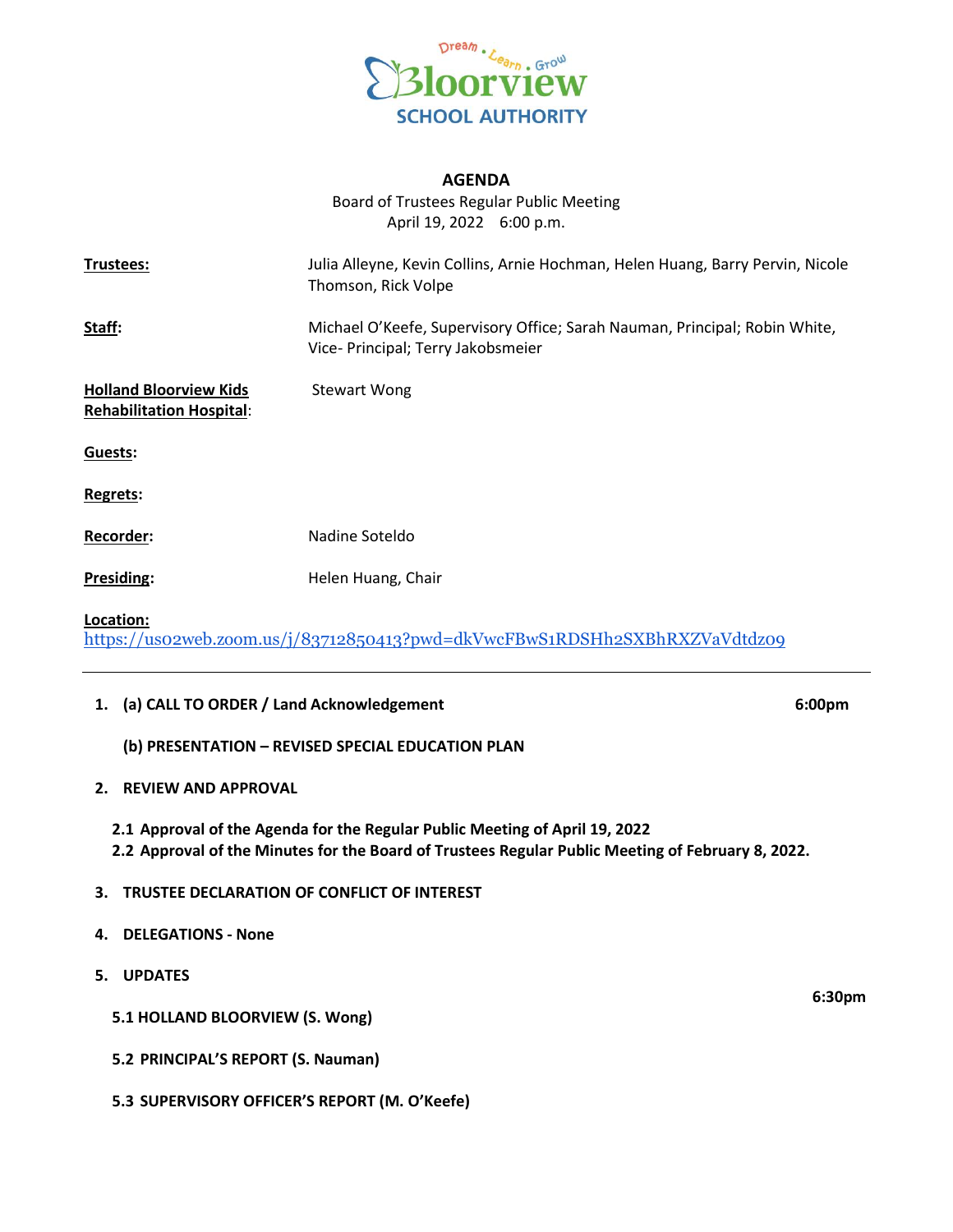Dream . Learn . Grow
Bloorview
SCHOOL AUTHORITY

# AGENDA

Board of Trustees Regular Public Meeting
April 19, 2022 6:00 p.m.

| | |
|---|---|
| **Trustees:** | Julia Alleyne, Kevin Collins, Arnie Hochman, Helen Huang, Barry Pervin, Nicole Thomson, Rick Volpe |
| **Staff:** | Michael O'Keefe, Supervisory Office; Sarah Nauman, Principal; Robin White, Vice- Principal; Terry Jakobsmeier |
| **Holland Bloorview Kids Rehabilitation Hospital:** | Stewart Wong |
| **Guests:** | |
| **Regrets:** | |
| **Recorder:** | Nadine Soteldo |
| **Presiding:** | Helen Huang, Chair |

**Location:**
https://us02web.zoom.us/j/83712850413?pwd=dkVwcFBwS1RDSHh2SXBhRXZVaVdtdz09

---

1. **(a) CALL TO ORDER / Land Acknowledgement** — **6:00pm**

   **(b) PRESENTATION – REVISED SPECIAL EDUCATION PLAN**

2. **REVIEW AND APPROVAL**

   **2.1 Approval of the Agenda for the Regular Public Meeting of April 19, 2022**
   **2.2 Approval of the Minutes for the Board of Trustees Regular Public Meeting of February 8, 2022.**

3. **TRUSTEE DECLARATION OF CONFLICT OF INTEREST**

4. **DELEGATIONS - None**

5. **UPDATES** — **6:30pm**

   **5.1 HOLLAND BLOORVIEW (S. Wong)**

   **5.2 PRINCIPAL'S REPORT (S. Nauman)**

   **5.3 SUPERVISORY OFFICER'S REPORT (M. O'Keefe)**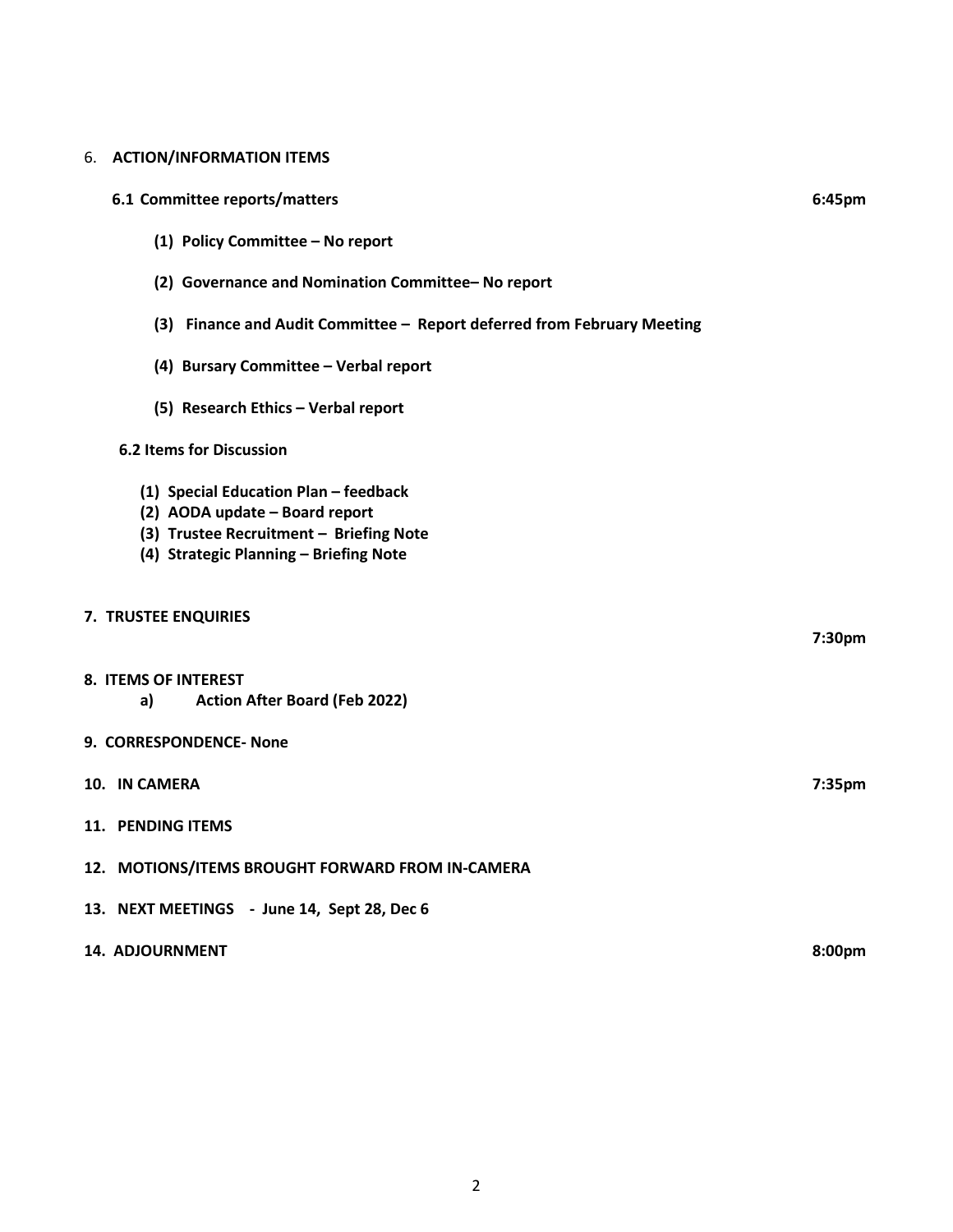6. **ACTION/INFORMATION ITEMS**

**6.1 Committee reports/matters** **6:45pm**

**(1) Policy Committee – No report**

**(2) Governance and Nomination Committee– No report**

**(3) Finance and Audit Committee – Report deferred from February Meeting**

**(4) Bursary Committee – Verbal report**

**(5) Research Ethics – Verbal report**

**6.2 Items for Discussion**

**(1) Special Education Plan – feedback**
**(2) AODA update – Board report**
**(3) Trustee Recruitment – Briefing Note**
**(4) Strategic Planning – Briefing Note**

**7. TRUSTEE ENQUIRIES** **7:30pm**

**8. ITEMS OF INTEREST**
**a) Action After Board (Feb 2022)**

**9. CORRESPONDENCE- None**

**10. IN CAMERA** **7:35pm**

**11. PENDING ITEMS**

**12. MOTIONS/ITEMS BROUGHT FORWARD FROM IN-CAMERA**

**13. NEXT MEETINGS - June 14, Sept 28, Dec 6**

**14. ADJOURNMENT** **8:00pm**